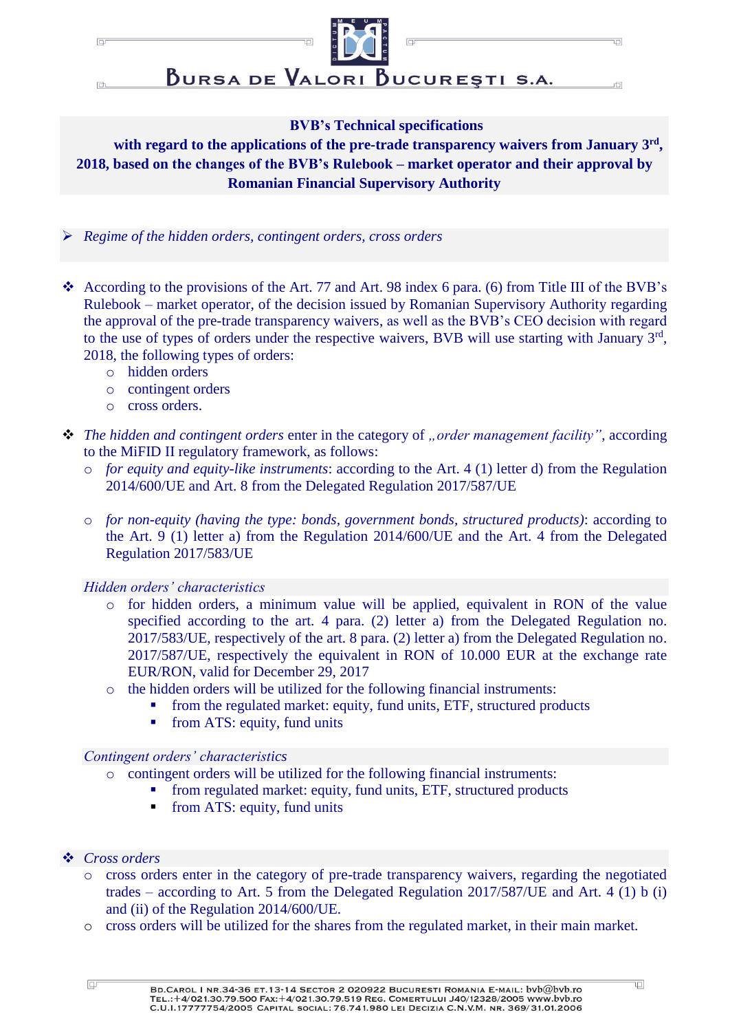**BVB's Technical specifications with regard to the applications of the pre-trade transparency waivers from January 3rd, 2018, based on the changes of the BVB's Rulebook – market operator and their approval by Romanian Financial Supervisory Authority**

- *Regime of the hidden orders, contingent orders, cross orders*

- According to the provisions of the Art. 77 and Art. 98 index 6 para. (6) from Title III of the BVB's Rulebook – market operator, of the decision issued by Romanian Supervisory Authority regarding the approval of the pre-trade transparency waivers, as well as the BVB's CEO decision with regard to the use of types of orders under the respective waivers, BVB will use starting with January 3rd, 2018, the following types of orders:
  - hidden orders
  - contingent orders
  - cross orders.

- *The hidden and contingent orders* enter in the category of *„order management facility"*, according to the MiFID II regulatory framework, as follows:
  - *for equity and equity-like instruments*: according to the Art. 4 (1) letter d) from the Regulation 2014/600/UE and Art. 8 from the Delegated Regulation 2017/587/UE
  - *for non-equity (having the type: bonds, government bonds, structured products)*: according to the Art. 9 (1) letter a) from the Regulation 2014/600/UE and the Art. 4 from the Delegated Regulation 2017/583/UE

  *Hidden orders' characteristics*
  - for hidden orders, a minimum value will be applied, equivalent in RON of the value specified according to the art. 4 para. (2) letter a) from the Delegated Regulation no. 2017/583/UE, respectively of the art. 8 para. (2) letter a) from the Delegated Regulation no. 2017/587/UE, respectively the equivalent in RON of 10.000 EUR at the exchange rate EUR/RON, valid for December 29, 2017
  - the hidden orders will be utilized for the following financial instruments:
    - from the regulated market: equity, fund units, ETF, structured products
    - from ATS: equity, fund units

  *Contingent orders' characteristics*
  - contingent orders will be utilized for the following financial instruments:
    - from regulated market: equity, fund units, ETF, structured products
    - from ATS: equity, fund units

- *Cross orders*
  - cross orders enter in the category of pre-trade transparency waivers, regarding the negotiated trades – according to Art. 5 from the Delegated Regulation 2017/587/UE and Art. 4 (1) b (i) and (ii) of the Regulation 2014/600/UE.
  - cross orders will be utilized for the shares from the regulated market, in their main market.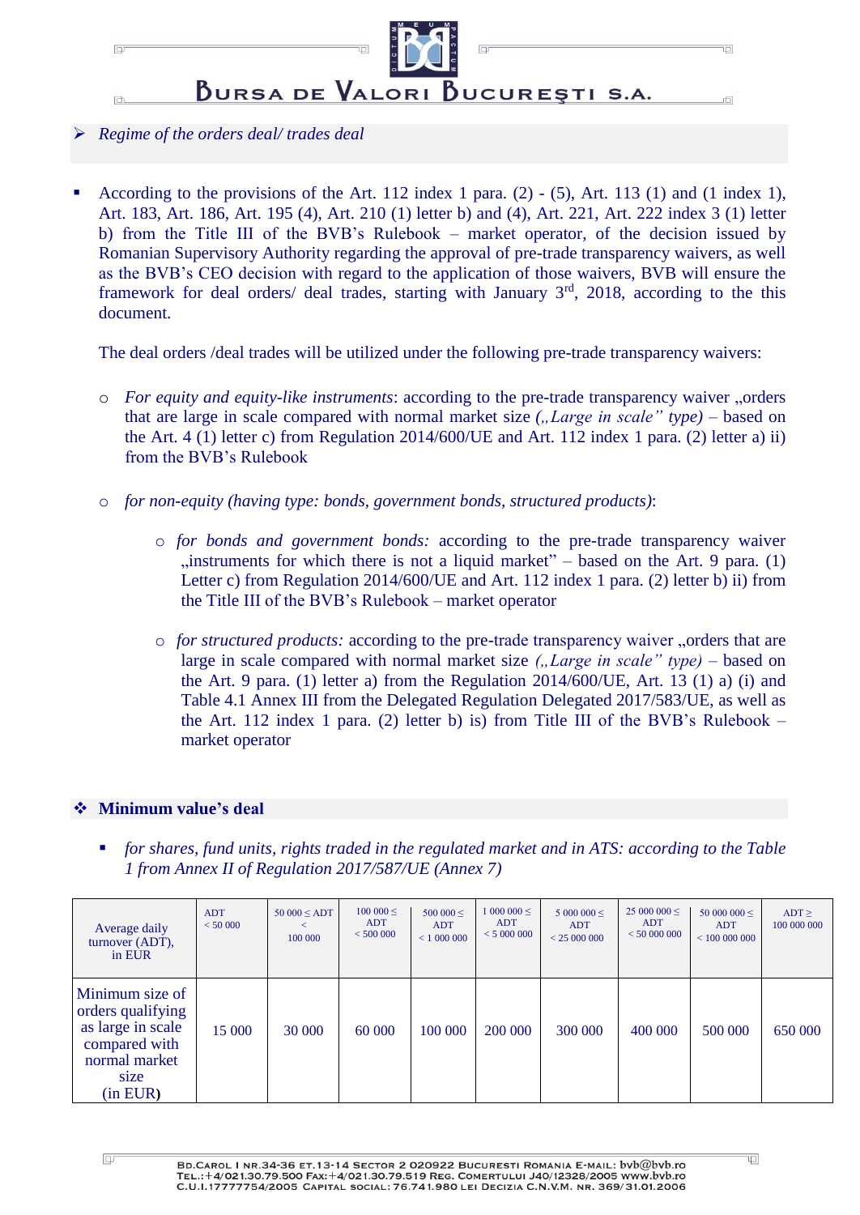> *Regime of the orders deal/ trades deal*

- According to the provisions of the Art. 112 index 1 para. (2) - (5), Art. 113 (1) and (1 index 1), Art. 183, Art. 186, Art. 195 (4), Art. 210 (1) letter b) and (4), Art. 221, Art. 222 index 3 (1) letter b) from the Title III of the BVB's Rulebook – market operator, of the decision issued by Romanian Supervisory Authority regarding the approval of pre-trade transparency waivers, as well as the BVB's CEO decision with regard to the application of those waivers, BVB will ensure the framework for deal orders/ deal trades, starting with January 3rd, 2018, according to the this document.

  The deal orders /deal trades will be utilized under the following pre-trade transparency waivers:

  - *For equity and equity-like instruments*: according to the pre-trade transparency waiver „orders that are large in scale compared with normal market size *(„Large in scale" type)* – based on the Art. 4 (1) letter c) from Regulation 2014/600/UE and Art. 112 index 1 para. (2) letter a) ii) from the BVB's Rulebook

  - *for non-equity (having type: bonds, government bonds, structured products)*:

    - *for bonds and government bonds:* according to the pre-trade transparency waiver „instruments for which there is not a liquid market" – based on the Art. 9 para. (1) Letter c) from Regulation 2014/600/UE and Art. 112 index 1 para. (2) letter b) ii) from the Title III of the BVB's Rulebook – market operator

    - *for structured products:* according to the pre-trade transparency waiver „orders that are large in scale compared with normal market size *(„Large in scale" type)* – based on the Art. 9 para. (1) letter a) from the Regulation 2014/600/UE, Art. 13 (1) a) (i) and Table 4.1 Annex III from the Delegated Regulation Delegated 2017/583/UE, as well as the Art. 112 index 1 para. (2) letter b) is) from Title III of the BVB's Rulebook – market operator

**Minimum value's deal**

- *for shares, fund units, rights traded in the regulated market and in ATS: according to the Table 1 from Annex II of Regulation 2017/587/UE (Annex 7)*

| Average daily turnover (ADT), in EUR | ADT < 50 000 | 50 000 ≤ ADT < 100 000 | 100 000 ≤ ADT < 500 000 | 500 000 ≤ ADT < 1 000 000 | 1 000 000 ≤ ADT < 5 000 000 | 5 000 000 ≤ ADT < 25 000 000 | 25 000 000 ≤ ADT < 50 000 000 | 50 000 000 ≤ ADT < 100 000 000 | ADT ≥ 100 000 000 |
|---|---|---|---|---|---|---|---|---|---|
| Minimum size of orders qualifying as large in scale compared with normal market size (in EUR) | 15 000 | 30 000 | 60 000 | 100 000 | 200 000 | 300 000 | 400 000 | 500 000 | 650 000 |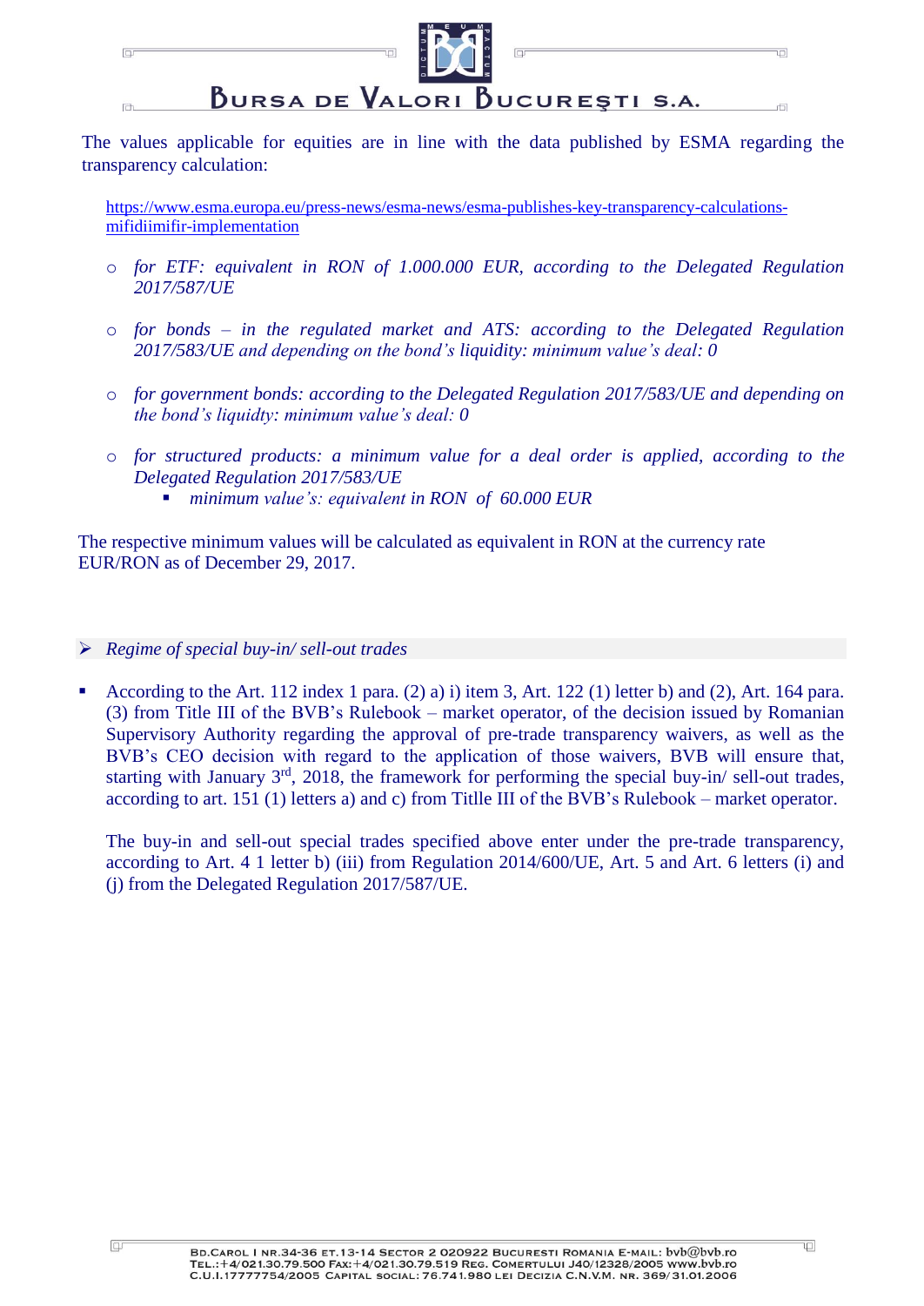The values applicable for equities are in line with the data published by ESMA regarding the transparency calculation:

https://www.esma.europa.eu/press-news/esma-news/esma-publishes-key-transparency-calculations-mifidiimifir-implementation

- *for ETF: equivalent in RON of 1.000.000 EUR, according to the Delegated Regulation 2017/587/UE*
- *for bonds – in the regulated market and ATS: according to the Delegated Regulation 2017/583/UE and depending on the bond's liquidity: minimum value's deal: 0*
- *for government bonds: according to the Delegated Regulation 2017/583/UE and depending on the bond's liquidty: minimum value's deal: 0*
- *for structured products: a minimum value for a deal order is applied, according to the Delegated Regulation 2017/583/UE*
  - *minimum value's: equivalent in RON of 60.000 EUR*

The respective minimum values will be calculated as equivalent in RON at the currency rate EUR/RON as of December 29, 2017.

- *Regime of special buy-in/ sell-out trades*

- According to the Art. 112 index 1 para. (2) a) i) item 3, Art. 122 (1) letter b) and (2), Art. 164 para. (3) from Title III of the BVB's Rulebook – market operator, of the decision issued by Romanian Supervisory Authority regarding the approval of pre-trade transparency waivers, as well as the BVB's CEO decision with regard to the application of those waivers, BVB will ensure that, starting with January 3rd, 2018, the framework for performing the special buy-in/ sell-out trades, according to art. 151 (1) letters a) and c) from Titlle III of the BVB's Rulebook – market operator.

  The buy-in and sell-out special trades specified above enter under the pre-trade transparency, according to Art. 4 1 letter b) (iii) from Regulation 2014/600/UE, Art. 5 and Art. 6 letters (i) and (j) from the Delegated Regulation 2017/587/UE.